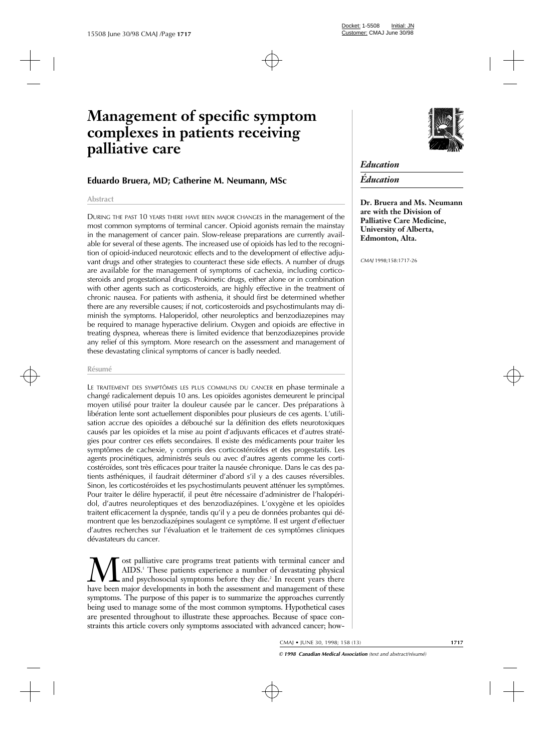# Management of specific symptom complexes in patients receiving palliative care

## Eduardo Bruera, MD; Catherine M. Neumann, MSc

*Education*

*Éducation*

**Dr. Bruera and Ms. Neumann are with the Division of Palliative Care Medicine, University of Alberta, Edmonton, Alta.**

*CMAJ* 1998;158:1717-26

### Abstract

DURING THE PAST 10 YEARS THERE HAVE BEEN MAJOR CHANGES in the management of the most common symptoms of terminal cancer. Opioid agonists remain the mainstay in the management of cancer pain. Slow-release preparations are currently available for several of these agents. The increased use of opioids has led to the recognition of opioid-induced neurotoxic effects and to the development of effective adjuvant drugs and other strategies to counteract these side effects. A number of drugs are available for the management of symptoms of cachexia, including corticosteroids and progestational drugs. Prokinetic drugs, either alone or in combination with other agents such as corticosteroids, are highly effective in the treatment of chronic nausea. For patients with asthenia, it should first be determined whether there are any reversible causes; if not, corticosteroids and psychostimulants may diminish the symptoms. Haloperidol, other neuroleptics and benzodiazepines may be required to manage hyperactive delirium. Oxygen and opioids are effective in treating dyspnea, whereas there is limited evidence that benzodiazepines provide any relief of this symptom. More research on the assessment and management of these devastating clinical symptoms of cancer is badly needed.

### Résumé

LE TRAITEMENT DES SYMPTÔMES LES PLUS COMMUNS DU CANCER en phase terminale a changé radicalement depuis 10 ans. Les opioïdes agonistes demeurent le principal moyen utilisé pour traiter la douleur causée par le cancer. Des préparations à libération lente sont actuellement disponibles pour plusieurs de ces agents. L'utilisation accrue des opioïdes a débouché sur la définition des effets neurotoxiques causés par les opioïdes et la mise au point d'adjuvants efficaces et d'autres stratégies pour contrer ces effets secondaires. Il existe des médicaments pour traiter les symptômes de cachexie, y compris des corticostéroïdes et des progestatifs. Les agents procinétiques, administrés seuls ou avec d'autres agents comme les corticostéroïdes, sont très efficaces pour traiter la nausée chronique. Dans le cas des patients asthéniques, il faudrait déterminer d'abord s'il y a des causes réversibles. Sinon, les corticostéroïdes et les psychostimulants peuvent atténuer les symptômes. Pour traiter le délire hyperactif, il peut être nécessaire d'administrer de l'halopéridol, d'autres neuroleptiques et des benzodiazépines. L'oxygène et les opioïdes traitent efficacement la dyspnée, tandis qu'il y a peu de données probantes qui démontrent que les benzodiazépines soulagent ce symptôme. Il est urgent d'effectuer d'autres recherches sur l'évaluation et le traitement de ces symptômes cliniques dévastateurs du cancer.

Most palliative care programs treat patients with terminal cancer and AIDS.[1] These patients experience a number of devastating physical and psychosocial symptoms before they die.[2] In recent years there have been major developments in both the assessment and management of these symptoms. The purpose of this paper is to summarize the approaches currently being used to manage some of the most common symptoms. Hypothetical cases are presented throughout to illustrate these approaches. Because of space constraints this article covers only symptoms associated with advanced cancer; how-

*© 1998 Canadian Medical Association (text and abstract/résumé)*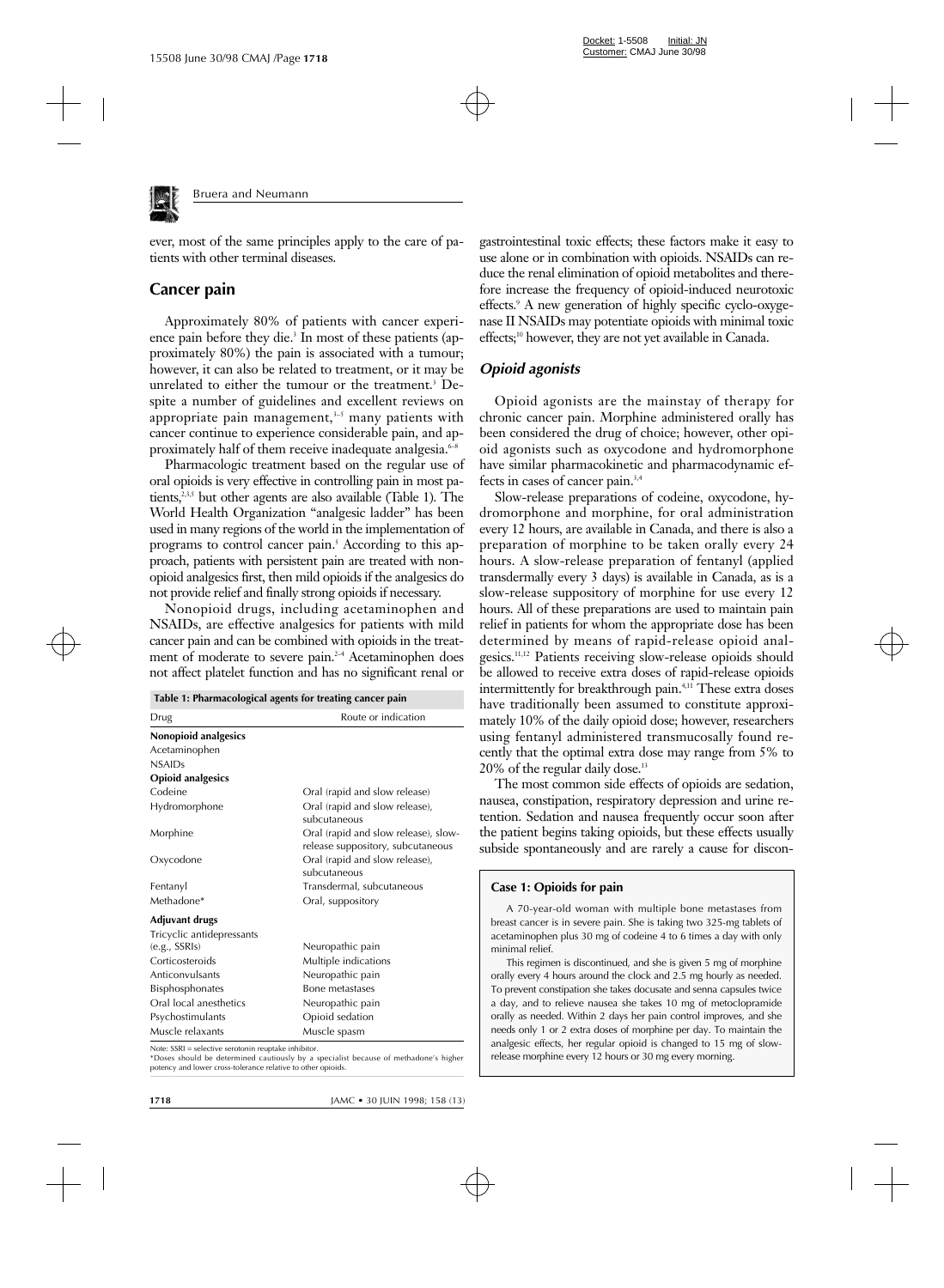ever, most of the same principles apply to the care of patients with other terminal diseases.

## Cancer pain

Approximately 80% of patients with cancer experience pain before they die.[3] In most of these patients (approximately 80%) the pain is associated with a tumour; however, it can also be related to treatment, or it may be unrelated to either the tumour or the treatment.[3] Despite a number of guidelines and excellent reviews on appropriate pain management,[3–5] many patients with cancer continue to experience considerable pain, and approximately half of them receive inadequate analgesia.[6–8]

Pharmacologic treatment based on the regular use of oral opioids is very effective in controlling pain in most patients,[2,3,5] but other agents are also available (Table 1). The World Health Organization "analgesic ladder" has been used in many regions of the world in the implementation of programs to control cancer pain.[5] According to this approach, patients with persistent pain are treated with nonopioid analgesics first, then mild opioids if the analgesics do not provide relief and finally strong opioids if necessary.

Nonopioid drugs, including acetaminophen and NSAIDs, are effective analgesics for patients with mild cancer pain and can be combined with opioids in the treatment of moderate to severe pain.[2–4] Acetaminophen does not affect platelet function and has no significant renal or gastrointestinal toxic effects; these factors make it easy to use alone or in combination with opioids. NSAIDs can reduce the renal elimination of opioid metabolites and therefore increase the frequency of opioid-induced neurotoxic effects.[9] A new generation of highly specific cyclo-oxygenase II NSAIDs may potentiate opioids with minimal toxic effects;[10] however, they are not yet available in Canada.

**Table 1: Pharmacological agents for treating cancer pain**

| Drug | Route or indication |
|---|---|
| **Nonopioid analgesics** | |
| Acetaminophen | |
| NSAIDs | |
| **Opioid analgesics** | |
| Codeine | Oral (rapid and slow release) |
| Hydromorphone | Oral (rapid and slow release), subcutaneous |
| Morphine | Oral (rapid and slow release), slow-release suppository, subcutaneous |
| Oxycodone | Oral (rapid and slow release), subcutaneous |
| Fentanyl | Transdermal, subcutaneous |
| Methadone* | Oral, suppository |
| **Adjuvant drugs** | |
| Tricyclic antidepressants (e.g., SSRIs) | Neuropathic pain |
| Corticosteroids | Multiple indications |
| Anticonvulsants | Neuropathic pain |
| Bisphosphonates | Bone metastases |
| Oral local anesthetics | Neuropathic pain |
| Psychostimulants | Opioid sedation |
| Muscle relaxants | Muscle spasm |

Note: SSRI = selective serotonin reuptake inhibitor.
*Doses should be determined cautiously by a specialist because of methadone's higher potency and lower cross-tolerance relative to other opioids.

### *Opioid agonists*

Opioid agonists are the mainstay of therapy for chronic cancer pain. Morphine administered orally has been considered the drug of choice; however, other opioid agonists such as oxycodone and hydromorphone have similar pharmacokinetic and pharmacodynamic effects in cases of cancer pain.[3,4]

Slow-release preparations of codeine, oxycodone, hydromorphone and morphine, for oral administration every 12 hours, are available in Canada, and there is also a preparation of morphine to be taken orally every 24 hours. A slow-release preparation of fentanyl (applied transdermally every 3 days) is available in Canada, as is a slow-release suppository of morphine for use every 12 hours. All of these preparations are used to maintain pain relief in patients for whom the appropriate dose has been determined by means of rapid-release opioid analgesics.[11,12] Patients receiving slow-release opioids should be allowed to receive extra doses of rapid-release opioids intermittently for breakthrough pain.[4,11] These extra doses have traditionally been assumed to constitute approximately 10% of the daily opioid dose; however, researchers using fentanyl administered transmucosally found recently that the optimal extra dose may range from 5% to 20% of the regular daily dose.[13]

The most common side effects of opioids are sedation, nausea, constipation, respiratory depression and urine retention. Sedation and nausea frequently occur soon after the patient begins taking opioids, but these effects usually subside spontaneously and are rarely a cause for discon-

**Case 1: Opioids for pain**

A 70-year-old woman with multiple bone metastases from breast cancer is in severe pain. She is taking two 325-mg tablets of acetaminophen plus 30 mg of codeine 4 to 6 times a day with only minimal relief.

This regimen is discontinued, and she is given 5 mg of morphine orally every 4 hours around the clock and 2.5 mg hourly as needed. To prevent constipation she takes docusate and senna capsules twice a day, and to relieve nausea she takes 10 mg of metoclopramide orally as needed. Within 2 days her pain control improves, and she needs only 1 or 2 extra doses of morphine per day. To maintain the analgesic effects, her regular opioid is changed to 15 mg of slow-release morphine every 12 hours or 30 mg every morning.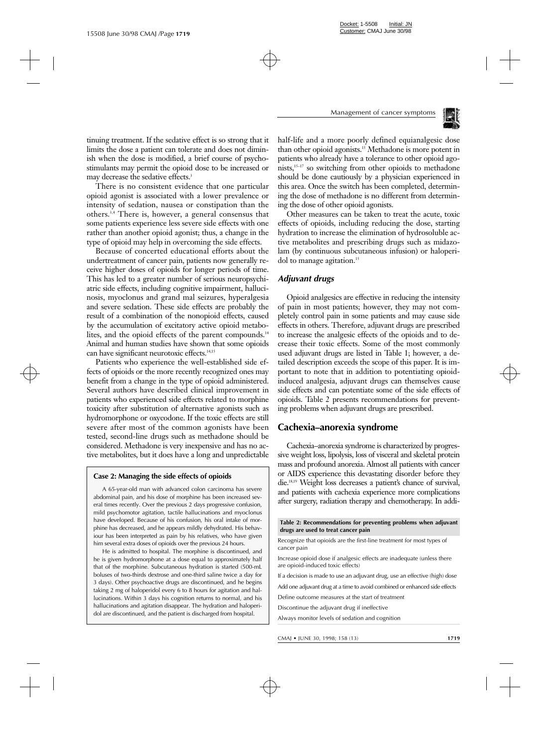tinuing treatment. If the sedative effect is so strong that it limits the dose a patient can tolerate and does not diminish when the dose is modified, a brief course of psychostimulants may permit the opioid dose to be increased or may decrease the sedative effects.[3]

There is no consistent evidence that one particular opioid agonist is associated with a lower prevalence or intensity of sedation, nausea or constipation than the others.[3,4] There is, however, a general consensus that some patients experience less severe side effects with one rather than another opioid agonist; thus, a change in the type of opioid may help in overcoming the side effects.

Because of concerted educational efforts about the undertreatment of cancer pain, patients now generally receive higher doses of opioids for longer periods of time. This has led to a greater number of serious neuropsychiatric side effects, including cognitive impairment, hallucinosis, myoclonus and grand mal seizures, hyperalgesia and severe sedation. These side effects are probably the result of a combination of the nonopioid effects, caused by the accumulation of excitatory active opioid metabolites, and the opioid effects of the parent compounds.[14] Animal and human studies have shown that some opioids can have significant neurotoxic effects.[14,15]

Patients who experience the well-established side effects of opioids or the more recently recognized ones may benefit from a change in the type of opioid administered. Several authors have described clinical improvement in patients who experienced side effects related to morphine toxicity after substitution of alternative agonists such as hydromorphone or oxycodone. If the toxic effects are still severe after most of the common agonists have been tested, second-line drugs such as methadone should be considered. Methadone is very inexpensive and has no active metabolites, but it does have a long and unpredictable half-life and a more poorly defined equianalgesic dose than other opioid agonists.[15] Methadone is more potent in patients who already have a tolerance to other opioid agonists,[15–17] so switching from other opioids to methadone should be done cautiously by a physician experienced in this area. Once the switch has been completed, determining the dose of methadone is no different from determining the dose of other opioid agonists.

Other measures can be taken to treat the acute, toxic effects of opioids, including reducing the dose, starting hydration to increase the elimination of hydrosoluble active metabolites and prescribing drugs such as midazolam (by continuous subcutaneous infusion) or haloperidol to manage agitation.[15]

**Case 2: Managing the side effects of opioids**

A 65-year-old man with advanced colon carcinoma has severe abdominal pain, and his dose of morphine has been increased several times recently. Over the previous 2 days progressive confusion, mild psychomotor agitation, tactile hallucinations and myoclonus have developed. Because of his confusion, his oral intake of morphine has decreased, and he appears mildly dehydrated. His behaviour has been interpreted as pain by his relatives, who have given him several extra doses of opioids over the previous 24 hours.

He is admitted to hospital. The morphine is discontinued, and he is given hydromorphone at a dose equal to approximately half that of the morphine. Subcutaneous hydration is started (500-mL boluses of two-thirds dextrose and one-third saline twice a day for 3 days). Other psychoactive drugs are discontinued, and he begins taking 2 mg of haloperidol every 6 to 8 hours for agitation and hallucinations. Within 3 days his cognition returns to normal, and his hallucinations and agitation disappear. The hydration and haloperidol are discontinued, and the patient is discharged from hospital.

### *Adjuvant drugs*

Opioid analgesics are effective in reducing the intensity of pain in most patients; however, they may not completely control pain in some patients and may cause side effects in others. Therefore, adjuvant drugs are prescribed to increase the analgesic effects of the opioids and to decrease their toxic effects. Some of the most commonly used adjuvant drugs are listed in Table 1; however, a detailed description exceeds the scope of this paper. It is important to note that in addition to potentiating opioid-induced analgesia, adjuvant drugs can themselves cause side effects and can potentiate some of the side effects of opioids. Table 2 presents recommendations for preventing problems when adjuvant drugs are prescribed.

## Cachexia–anorexia syndrome

Cachexia–anorexia syndrome is characterized by progressive weight loss, lipolysis, loss of visceral and skeletal protein mass and profound anorexia. Almost all patients with cancer or AIDS experience this devastating disorder before they die.[18,19] Weight loss decreases a patient's chance of survival, and patients with cachexia experience more complications after surgery, radiation therapy and chemotherapy. In addi-

| Table 2: Recommendations for preventing problems when adjuvant drugs are used to treat cancer pain |
|---|
| Recognize that opioids are the first-line treatment for most types of cancer pain |
| Increase opioid dose if analgesic effects are inadequate (unless there are opioid-induced toxic effects) |
| If a decision is made to use an adjuvant drug, use an effective (high) dose |
| Add one adjuvant drug at a time to avoid combined or enhanced side effects |
| Define outcome measures at the start of treatment |
| Discontinue the adjuvant drug if ineffective |
| Always monitor levels of sedation and cognition |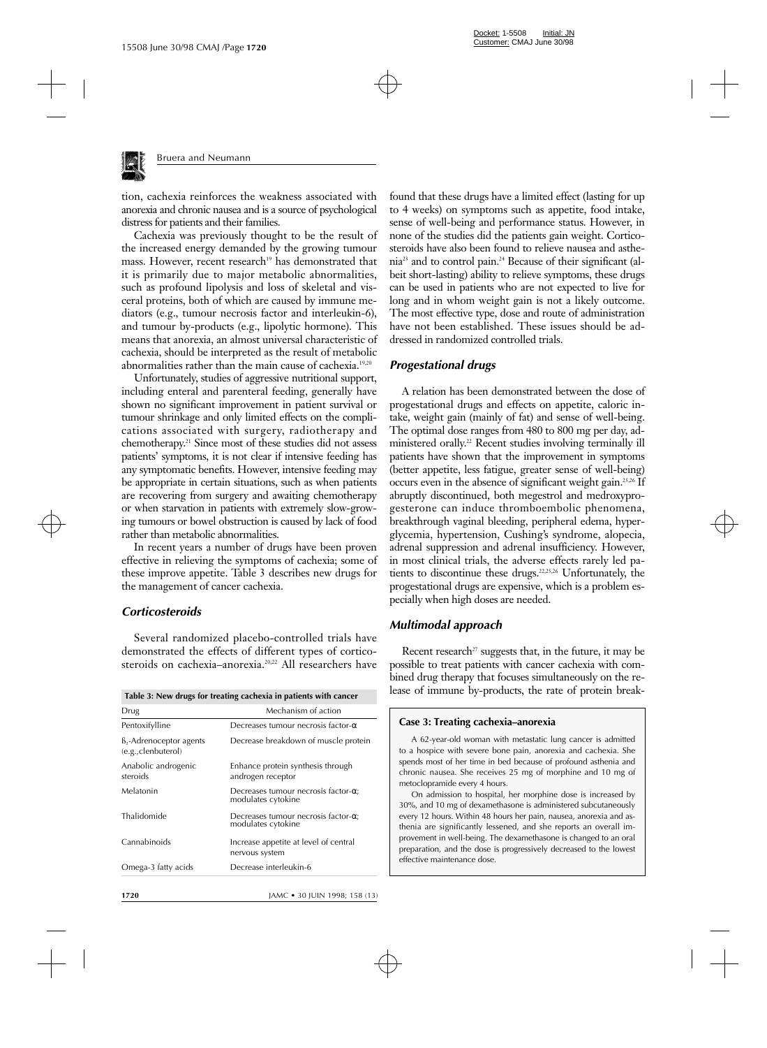tion, cachexia reinforces the weakness associated with anorexia and chronic nausea and is a source of psychological distress for patients and their families.

Cachexia was previously thought to be the result of the increased energy demanded by the growing tumour mass. However, recent research[19] has demonstrated that it is primarily due to major metabolic abnormalities, such as profound lipolysis and loss of skeletal and visceral proteins, both of which are caused by immune mediators (e.g., tumour necrosis factor and interleukin-6), and tumour by-products (e.g., lipolytic hormone). This means that anorexia, an almost universal characteristic of cachexia, should be interpreted as the result of metabolic abnormalities rather than the main cause of cachexia.[19,20]

Unfortunately, studies of aggressive nutritional support, including enteral and parenteral feeding, generally have shown no significant improvement in patient survival or tumour shrinkage and only limited effects on the complications associated with surgery, radiotherapy and chemotherapy.[21] Since most of these studies did not assess patients' symptoms, it is not clear if intensive feeding has any symptomatic benefits. However, intensive feeding may be appropriate in certain situations, such as when patients are recovering from surgery and awaiting chemotherapy or when starvation in patients with extremely slow-growing tumours or bowel obstruction is caused by lack of food rather than metabolic abnormalities.

In recent years a number of drugs have been proven effective in relieving the symptoms of cachexia; some of these improve appetite. Table 3 describes new drugs for the management of cancer cachexia.

### *Corticosteroids*

Several randomized placebo-controlled trials have demonstrated the effects of different types of corticosteroids on cachexia–anorexia.[20,22] All researchers have found that these drugs have a limited effect (lasting for up to 4 weeks) on symptoms such as appetite, food intake, sense of well-being and performance status. However, in none of the studies did the patients gain weight. Corticosteroids have also been found to relieve nausea and asthenia[23] and to control pain.[24] Because of their significant (albeit short-lasting) ability to relieve symptoms, these drugs can be used in patients who are not expected to live for long and in whom weight gain is not a likely outcome. The most effective type, dose and route of administration have not been established. These issues should be addressed in randomized controlled trials.

**Table 3: New drugs for treating cachexia in patients with cancer**

| Drug | Mechanism of action |
|---|---|
| Pentoxifylline | Decreases tumour necrosis factor-α |
| $\beta_2$-Adrenoceptor agents (e.g.,clenbuterol) | Decrease breakdown of muscle protein |
| Anabolic androgenic steroids | Enhance protein synthesis through androgen receptor |
| Melatonin | Decreases tumour necrosis factor-α; modulates cytokine |
| Thalidomide | Decreases tumour necrosis factor-α; modulates cytokine |
| Cannabinoids | Increase appetite at level of central nervous system |
| Omega-3 fatty acids | Decrease interleukin-6 |

### *Progestational drugs*

A relation has been demonstrated between the dose of progestational drugs and effects on appetite, caloric intake, weight gain (mainly of fat) and sense of well-being. The optimal dose ranges from 480 to 800 mg per day, administered orally.[22] Recent studies involving terminally ill patients have shown that the improvement in symptoms (better appetite, less fatigue, greater sense of well-being) occurs even in the absence of significant weight gain.[25,26] If abruptly discontinued, both megestrol and medroxyprogesterone can induce thromboembolic phenomena, breakthrough vaginal bleeding, peripheral edema, hyperglycemia, hypertension, Cushing's syndrome, alopecia, adrenal suppression and adrenal insufficiency. However, in most clinical trials, the adverse effects rarely led patients to discontinue these drugs.[22,25,26] Unfortunately, the progestational drugs are expensive, which is a problem especially when high doses are needed.

### *Multimodal approach*

Recent research[27] suggests that, in the future, it may be possible to treat patients with cancer cachexia with combined drug therapy that focuses simultaneously on the release of immune by-products, the rate of protein break-

> **Case 3: Treating cachexia–anorexia**
>
> A 62-year-old woman with metastatic lung cancer is admitted to a hospice with severe bone pain, anorexia and cachexia. She spends most of her time in bed because of profound asthenia and chronic nausea. She receives 25 mg of morphine and 10 mg of metoclopramide every 4 hours.
>
> On admission to hospital, her morphine dose is increased by 30%, and 10 mg of dexamethasone is administered subcutaneously every 12 hours. Within 48 hours her pain, nausea, anorexia and asthenia are significantly lessened, and she reports an overall improvement in well-being. The dexamethasone is changed to an oral preparation, and the dose is progressively decreased to the lowest effective maintenance dose.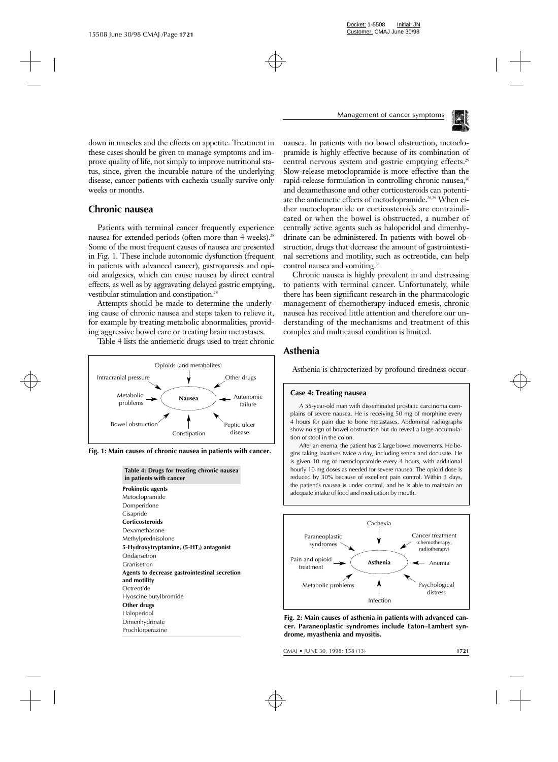down in muscles and the effects on appetite. Treatment in these cases should be given to manage symptoms and improve quality of life, not simply to improve nutritional status, since, given the incurable nature of the underlying disease, cancer patients with cachexia usually survive only weeks or months.

## Chronic nausea

Patients with terminal cancer frequently experience nausea for extended periods (often more than 4 weeks).[28] Some of the most frequent causes of nausea are presented in Fig. 1. These include autonomic dysfunction (frequent in patients with advanced cancer), gastroparesis and opioid analgesics, which can cause nausea by direct central effects, as well as by aggravating delayed gastric emptying, vestibular stimulation and constipation.[28]

Attempts should be made to determine the underlying cause of chronic nausea and steps taken to relieve it, for example by treating metabolic abnormalities, providing aggressive bowel care or treating brain metastases.

Table 4 lists the antiemetic drugs used to treat chronic nausea. In patients with no bowel obstruction, metoclopramide is highly effective because of its combination of central nervous system and gastric emptying effects.[29] Slow-release metoclopramide is more effective than the rapid-release formulation in controlling chronic nausea,[30] and dexamethasone and other corticosteroids can potentiate the antiemetic effects of metoclopramide.[28,29] When either metoclopramide or corticosteroids are contraindicated or when the bowel is obstructed, a number of centrally active agents such as haloperidol and dimenhydrinate can be administered. In patients with bowel obstruction, drugs that decrease the amount of gastrointestinal secretions and motility, such as octreotide, can help control nausea and vomiting.[31]

Chronic nausea is highly prevalent in and distressing to patients with terminal cancer. Unfortunately, while there has been significant research in the pharmacologic management of chemotherapy-induced emesis, chronic nausea has received little attention and therefore our understanding of the mechanisms and treatment of this complex and multicausal condition is limited.

Opioids (and metabolites) → Nausea; Intracranial pressure → Nausea; Other drugs → Nausea; Metabolic problems → Nausea; Autonomic failure → Nausea; Bowel obstruction → Nausea; Constipation → Nausea; Peptic ulcer disease → Nausea

**Fig. 1: Main causes of chronic nausea in patients with cancer.**

**Table 4: Drugs for treating chronic nausea in patients with cancer**

| |
|---|
| **Prokinetic agents** |
| Metoclopramide |
| Domperidone |
| Cisapride |
| **Corticosteroids** |
| Dexamethasone |
| Methylprednisolone |
| **5-Hydroxytryptamine$_3$ (5-HT$_3$) antagonist** |
| Ondansetron |
| Granisetron |
| **Agents to decrease gastrointestinal secretion and motility** |
| Octreotide |
| Hyoscine butylbromide |
| **Other drugs** |
| Haloperidol |
| Dimenhydrinate |
| Prochlorperazine |

### Case 4: Treating nausea

A 55-year-old man with disseminated prostatic carcinoma complains of severe nausea. He is receiving 50 mg of morphine every 4 hours for pain due to bone metastases. Abdominal radiographs show no sign of bowel obstruction but do reveal a large accumulation of stool in the colon.

After an enema, the patient has 2 large bowel movements. He begins taking laxatives twice a day, including senna and docusate. He is given 10 mg of metoclopramide every 4 hours, with additional hourly 10-mg doses as needed for severe nausea. The opioid dose is reduced by 30% because of excellent pain control. Within 3 days, the patient's nausea is under control, and he is able to maintain an adequate intake of food and medication by mouth.

## Asthenia

Asthenia is characterized by profound tiredness occur-

Cachexia → Asthenia; Paraneoplastic syndromes → Asthenia; Cancer treatment (chemotherapy, radiotherapy) → Asthenia; Pain and opioid treatment → Asthenia; Anemia → Asthenia; Metabolic problems → Asthenia; Psychological distress → Asthenia; Infection → Asthenia

**Fig. 2: Main causes of asthenia in patients with advanced cancer. Paraneoplastic syndromes include Eaton–Lambert syndrome, myasthenia and myositis.**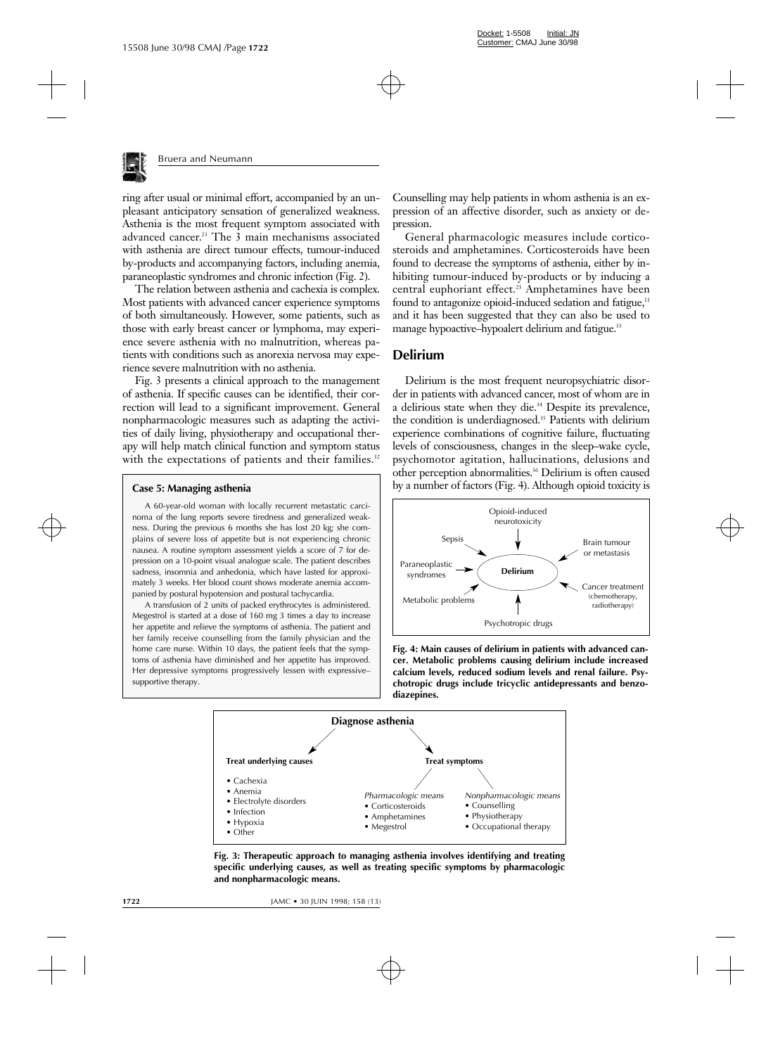ring after usual or minimal effort, accompanied by an unpleasant anticipatory sensation of generalized weakness. Asthenia is the most frequent symptom associated with advanced cancer.[21] The 3 main mechanisms associated with asthenia are direct tumour effects, tumour-induced by-products and accompanying factors, including anemia, paraneoplastic syndromes and chronic infection (Fig. 2).

The relation between asthenia and cachexia is complex. Most patients with advanced cancer experience symptoms of both simultaneously. However, some patients, such as those with early breast cancer or lymphoma, may experience severe asthenia with no malnutrition, whereas patients with conditions such as anorexia nervosa may experience severe malnutrition with no asthenia.

Fig. 3 presents a clinical approach to the management of asthenia. If specific causes can be identified, their correction will lead to a significant improvement. General nonpharmacologic measures such as adapting the activities of daily living, physiotherapy and occupational therapy will help match clinical function and symptom status with the expectations of patients and their families.[32]

> **Case 5: Managing asthenia**
>
> A 60-year-old woman with locally recurrent metastatic carcinoma of the lung reports severe tiredness and generalized weakness. During the previous 6 months she has lost 20 kg; she complains of severe loss of appetite but is not experiencing chronic nausea. A routine symptom assessment yields a score of 7 for depression on a 10-point visual analogue scale. The patient describes sadness, insomnia and anhedonia, which have lasted for approximately 3 weeks. Her blood count shows moderate anemia accompanied by postural hypotension and postural tachycardia.
>
> A transfusion of 2 units of packed erythrocytes is administered. Megestrol is started at a dose of 160 mg 3 times a day to increase her appetite and relieve the symptoms of asthenia. The patient and her family receive counselling from the family physician and the home care nurse. Within 10 days, the patient feels that the symptoms of asthenia have diminished and her appetite has improved. Her depressive symptoms progressively lessen with expressive–supportive therapy.

Counselling may help patients in whom asthenia is an expression of an affective disorder, such as anxiety or depression.

General pharmacologic measures include corticosteroids and amphetamines. Corticosteroids have been found to decrease the symptoms of asthenia, either by inhibiting tumour-induced by-products or by inducing a central euphoriant effect.[23] Amphetamines have been found to antagonize opioid-induced sedation and fatigue,[13] and it has been suggested that they can also be used to manage hypoactive–hypoalert delirium and fatigue.[33]

## Delirium

Delirium is the most frequent neuropsychiatric disorder in patients with advanced cancer, most of whom are in a delirious state when they die.[34] Despite its prevalence, the condition is underdiagnosed.[35] Patients with delirium experience combinations of cognitive failure, fluctuating levels of consciousness, changes in the sleep–wake cycle, psychomotor agitation, hallucinations, delusions and other perception abnormalities.[36] Delirium is often caused by a number of factors (Fig. 4). Although opioid toxicity is

Delirium — causes: Opioid-induced neurotoxicity; Sepsis; Brain tumour or metastasis; Paraneoplastic syndromes; Cancer treatment (chemotherapy, radiotherapy); Metabolic problems; Psychotropic drugs

**Fig. 4: Main causes of delirium in patients with advanced cancer. Metabolic problems causing delirium include increased calcium levels, reduced sodium levels and renal failure. Psychotropic drugs include tricyclic antidepressants and benzodiazepines.**

**Diagnose asthenia**

- **Treat underlying causes**
  - Cachexia
  - Anemia
  - Electrolyte disorders
  - Infection
  - Hypoxia
  - Other
- **Treat symptoms**
  - *Pharmacologic means*
    - Corticosteroids
    - Amphetamines
    - Megestrol
  - *Nonpharmacologic means*
    - Counselling
    - Physiotherapy
    - Occupational therapy

**Fig. 3: Therapeutic approach to managing asthenia involves identifying and treating specific underlying causes, as well as treating specific symptoms by pharmacologic and nonpharmacologic means.**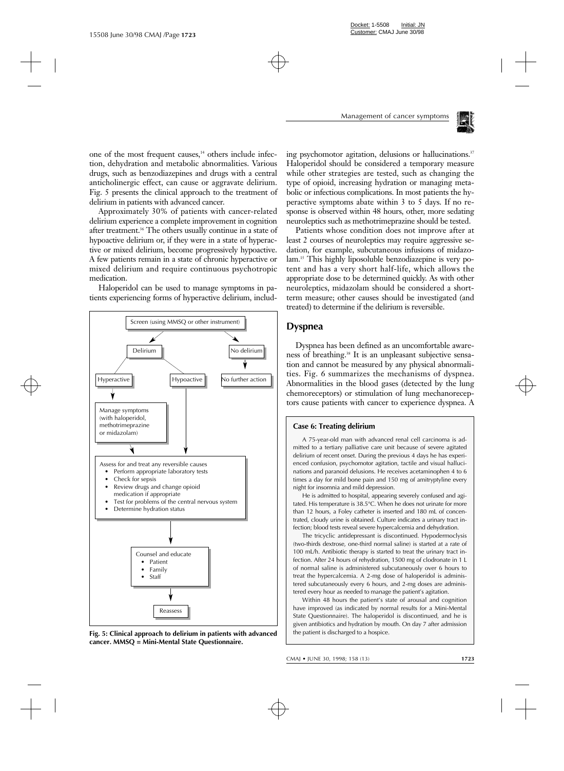one of the most frequent causes,[14] others include infection, dehydration and metabolic abnormalities. Various drugs, such as benzodiazepines and drugs with a central anticholinergic effect, can cause or aggravate delirium. Fig. 5 presents the clinical approach to the treatment of delirium in patients with advanced cancer.

Approximately 30% of patients with cancer-related delirium experience a complete improvement in cognition after treatment.[36] The others usually continue in a state of hypoactive delirium or, if they were in a state of hyperactive or mixed delirium, become progressively hypoactive. A few patients remain in a state of chronic hyperactive or mixed delirium and require continuous psychotropic medication.

Haloperidol can be used to manage symptoms in patients experiencing forms of hyperactive delirium, including psychomotor agitation, delusions or hallucinations.[37] Haloperidol should be considered a temporary measure while other strategies are tested, such as changing the type of opioid, increasing hydration or managing metabolic or infectious complications. In most patients the hyperactive symptoms abate within 3 to 5 days. If no response is observed within 48 hours, other, more sedating neuroleptics such as methotrimeprazine should be tested.

Patients whose condition does not improve after at least 2 courses of neuroleptics may require aggressive sedation, for example, subcutaneous infusions of midazolam.[35] This highly liposoluble benzodiazepine is very potent and has a very short half-life, which allows the appropriate dose to be determined quickly. As with other neuroleptics, midazolam should be considered a short-term measure; other causes should be investigated (and treated) to determine if the delirium is reversible.

Screen (using MMSQ or other instrument)

- Delirium
  - Hyperactive → Manage symptoms (with haloperidol, methotrimeprazine or midazolam) → Assess for and treat any reversible causes
  - Hypoactive → Assess for and treat any reversible causes
- No delirium → No further action

Assess for and treat any reversible causes
- Perform appropriate laboratory tests
- Check for sepsis
- Review drugs and change opioid medication if appropriate
- Test for problems of the central nervous system
- Determine hydration status

↓

Counsel and educate
- Patient
- Family
- Staff

↓

Reassess

**Fig. 5: Clinical approach to delirium in patients with advanced cancer. MMSQ = Mini-Mental State Questionnaire.**

## Dyspnea

Dyspnea has been defined as an uncomfortable awareness of breathing.[38] It is an unpleasant subjective sensation and cannot be measured by any physical abnormalities. Fig. 6 summarizes the mechanisms of dyspnea. Abnormalities in the blood gases (detected by the lung chemoreceptors) or stimulation of lung mechanoreceptors cause patients with cancer to experience dyspnea. A

> **Case 6: Treating delirium**
>
> A 75-year-old man with advanced renal cell carcinoma is admitted to a tertiary palliative care unit because of severe agitated delirium of recent onset. During the previous 4 days he has experienced confusion, psychomotor agitation, tactile and visual hallucinations and paranoid delusions. He receives acetaminophen 4 to 6 times a day for mild bone pain and 150 mg of amitryptyline every night for insomnia and mild depression.
>
> He is admitted to hospital, appearing severely confused and agitated. His temperature is 38.5°C. When he does not urinate for more than 12 hours, a Foley catheter is inserted and 180 mL of concentrated, cloudy urine is obtained. Culture indicates a urinary tract infection; blood tests reveal severe hypercalcemia and dehydration.
>
> The tricyclic antidepressant is discontinued. Hypodermoclysis (two-thirds dextrose, one-third normal saline) is started at a rate of 100 mL/h. Antibiotic therapy is started to treat the urinary tract infection. After 24 hours of rehydration, 1500 mg of clodronate in 1 L of normal saline is administered subcutaneously over 6 hours to treat the hypercalcemia. A 2-mg dose of haloperidol is administered subcutaneously every 6 hours, and 2-mg doses are administered every hour as needed to manage the patient's agitation.
>
> Within 48 hours the patient's state of arousal and cognition have improved (as indicated by normal results for a Mini-Mental State Questionnaire). The haloperidol is discontinued, and he is given antibiotics and hydration by mouth. On day 7 after admission the patient is discharged to a hospice.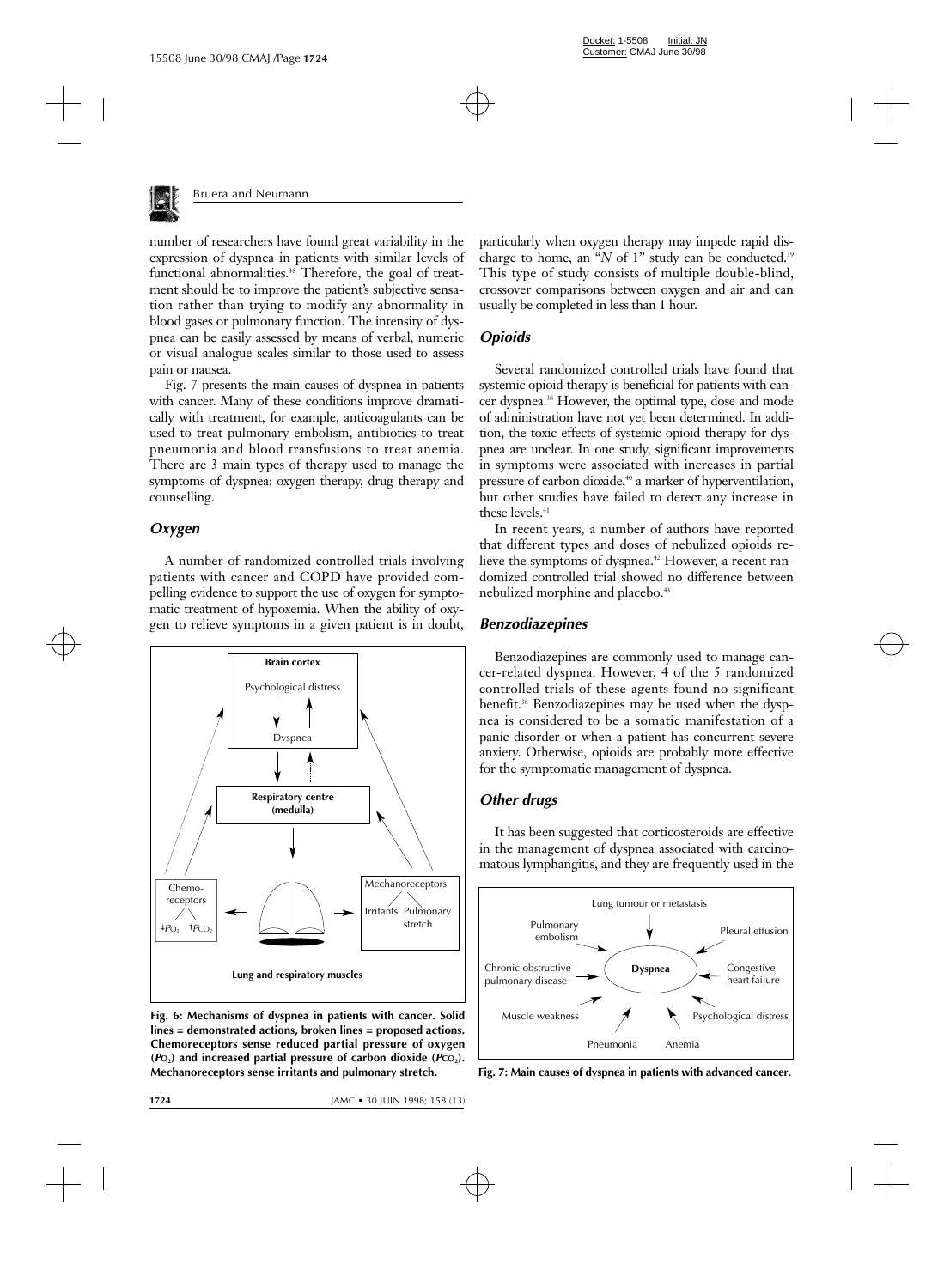number of researchers have found great variability in the expression of dyspnea in patients with similar levels of functional abnormalities.[38] Therefore, the goal of treatment should be to improve the patient's subjective sensation rather than trying to modify any abnormality in blood gases or pulmonary function. The intensity of dyspnea can be easily assessed by means of verbal, numeric or visual analogue scales similar to those used to assess pain or nausea.

Fig. 7 presents the main causes of dyspnea in patients with cancer. Many of these conditions improve dramatically with treatment, for example, anticoagulants can be used to treat pulmonary embolism, antibiotics to treat pneumonia and blood transfusions to treat anemia. There are 3 main types of therapy used to manage the symptoms of dyspnea: oxygen therapy, drug therapy and counselling.

### *Oxygen*

A number of randomized controlled trials involving patients with cancer and COPD have provided compelling evidence to support the use of oxygen for symptomatic treatment of hypoxemia. When the ability of oxygen to relieve symptoms in a given patient is in doubt, particularly when oxygen therapy may impede rapid discharge to home, an "*N* of 1" study can be conducted.[39] This type of study consists of multiple double-blind, crossover comparisons between oxygen and air and can usually be completed in less than 1 hour.

**Fig. 6: Mechanisms of dyspnea in patients with cancer. Solid lines = demonstrated actions, broken lines = proposed actions. Chemoreceptors sense reduced partial pressure of oxygen ($P_{O_2}$) and increased partial pressure of carbon dioxide ($P_{CO_2}$). Mechanoreceptors sense irritants and pulmonary stretch.**

### *Opioids*

Several randomized controlled trials have found that systemic opioid therapy is beneficial for patients with cancer dyspnea.[38] However, the optimal type, dose and mode of administration have not yet been determined. In addition, the toxic effects of systemic opioid therapy for dyspnea are unclear. In one study, significant improvements in symptoms were associated with increases in partial pressure of carbon dioxide,[40] a marker of hyperventilation, but other studies have failed to detect any increase in these levels.[41]

In recent years, a number of authors have reported that different types and doses of nebulized opioids relieve the symptoms of dyspnea.[42] However, a recent randomized controlled trial showed no difference between nebulized morphine and placebo.[43]

### *Benzodiazepines*

Benzodiazepines are commonly used to manage cancer-related dyspnea. However, 4 of the 5 randomized controlled trials of these agents found no significant benefit.[38] Benzodiazepines may be used when the dyspnea is considered to be a somatic manifestation of a panic disorder or when a patient has concurrent severe anxiety. Otherwise, opioids are probably more effective for the symptomatic management of dyspnea.

### *Other drugs*

It has been suggested that corticosteroids are effective in the management of dyspnea associated with carcinomatous lymphangitis, and they are frequently used in the

**Fig. 7: Main causes of dyspnea in patients with advanced cancer.**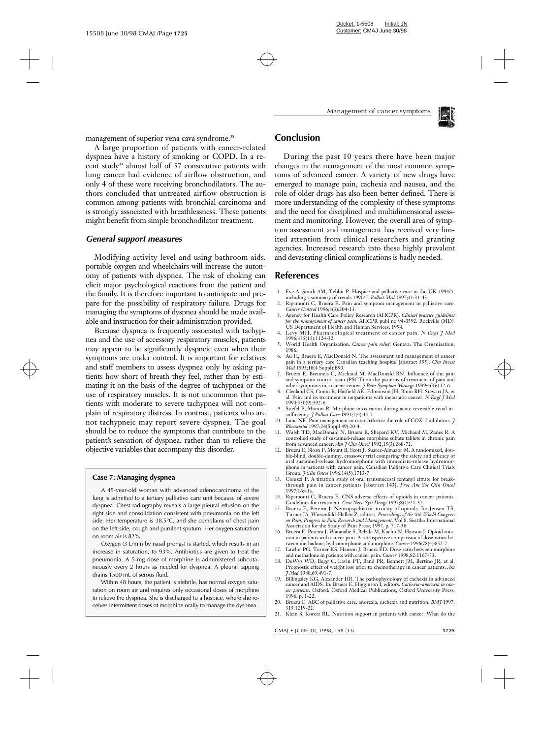management of superior vena cava syndrome.[38]

A large proportion of patients with cancer-related dyspnea have a history of smoking or COPD. In a recent study[44] almost half of 57 consecutive patients with lung cancer had evidence of airflow obstruction, and only 4 of these were receiving bronchodilators. The authors concluded that untreated airflow obstruction is common among patients with bronchial carcinoma and is strongly associated with breathlessness. These patients might benefit from simple bronchodilator treatment.

### *General support measures*

Modifying activity level and using bathroom aids, portable oxygen and wheelchairs will increase the autonomy of patients with dyspnea. The risk of choking can elicit major psychological reactions from the patient and the family. It is therefore important to anticipate and prepare for the possibility of respiratory failure. Drugs for managing the symptoms of dyspnea should be made available and instruction for their administration provided.

Because dyspnea is frequently associated with tachypnea and the use of accessory respiratory muscles, patients may appear to be significantly dyspneic even when their symptoms are under control. It is important for relatives and staff members to assess dyspnea only by asking patients how short of breath they feel, rather than by estimating it on the basis of the degree of tachypnea or the use of respiratory muscles. It is not uncommon that patients with moderate to severe tachypnea will not complain of respiratory distress. In contrast, patients who are not tachypneic may report severe dyspnea. The goal should be to reduce the symptoms that contribute to the patient's sensation of dyspnea, rather than to relieve the objective variables that accompany this disorder.

**Case 7: Managing dyspnea**

A 45-year-old woman with advanced adenocarcinoma of the lung is admitted to a tertiary palliative care unit because of severe dyspnea. Chest radiography reveals a large pleural effusion on the right side and consolidation consistent with pneumonia on the left side. Her temperature is 38.5°C, and she complains of chest pain on the left side, cough and purulent sputum. Her oxygen saturation on room air is 82%.

Oxygen (3 L/min by nasal prongs) is started, which results in an increase in saturation, to 93%. Antibiotics are given to treat the pneumonia. A 5-mg dose of morphine is administered subcutaneously every 2 hours as needed for dyspnea. A pleural tapping drains 1500 mL of serous fluid.

Within 48 hours, the patient is afebrile, has normal oxygen saturation on room air and requires only occasional doses of morphine to relieve the dyspnea. She is discharged to a hospice, where she receives intermittent doses of morphine orally to manage the dyspnea.

## Conclusion

During the past 10 years there have been major changes in the management of the most common symptoms of advanced cancer. A variety of new drugs have emerged to manage pain, cachexia and nausea, and the role of older drugs has also been better defined. There is more understanding of the complexity of these symptoms and the need for disciplined and multidimensional assessment and monitoring. However, the overall area of symptom assessment and management has received very limited attention from clinical researchers and granting agencies. Increased research into these highly prevalent and devastating clinical complications is badly needed.

## References

1. Eve A, Smith AM, Tebbit P. Hospice and palliative care in the UK 1994/5, including a summary of trends 1990/5. *Palliat Med* 1997;11:31-43.
2. Ripamonti C, Bruera E. Pain and symptom management in palliative care. *Cancer Control* 1996;3(3):204-13.
3. Agency for Health Care Policy Research (AHCPR). *Clinical practice guidelines for the management of cancer pain.* AHCPR publ no 94-0592. Rockville (MD): US Department of Health and Human Services; 1994.
4. Levy MH. Pharmacological treatment of cancer pain. *N Engl J Med* 1996;335(15):1124-32.
5. World Health Organization. *Cancer pain relief.* Geneva: The Organization; 1986.
6. Au H, Bruera E, MacDonald N. The assessment and management of cancer pain in a tertiary care Canadian teaching hospital [abstract 595]. *Clin Invest Med* 1995;18(4 Suppl):B90.
7. Bruera E, Brenneis C, Michaud M, MacDonald RN. Influence of the pain and symptom control team (PSCT) on the patterns of treatment of pain and other symptoms in a cancer center. *J Pain Symptom Manage* 1989;4(3):112-6.
8. Cleeland CS, Gonin R, Hatfield AK, Edmonson JH, Blum RH, Stewart JA, et al. Pain and its treatment in outpatients with metastatic cancer. *N Engl J Med* 1994;330(9):592-6.
9. Stiefel P, Morant R. Morphine intoxication during acute reversible renal insufficiency. *J Palliat Care* 1991;7(4):45-7.
10. Lane NE. Pain management in osteoarthritis: the role of COX-2 inhibitors. *J Rheumatol* 1997;24(Suppl 49):20-4.
11. Walsh TD, MacDonald N, Bruera E, Shepard KV, Michaud M, Zanes R. A controlled study of sustained-release morphine sulfate tablets in chronic pain from advanced cancer. *Am J Clin Oncol* 1992;15(3):268-72.
12. Bruera E, Sloan P, Mount B, Scott J, Suarez-Almazor M. A randomized, double-blind, double-dummy, crossover trial comparing the safety and efficacy of oral sustained-release hydromorphone with immediate-release hydromorphone in patients with cancer pain. Canadian Palliative Care Clinical Trials Group. *J Clin Oncol* 1996;14(5):1713-7.
13. Coluzzi P. A titration study of oral transmucosal fentanyl citrate for breakthrough pain in cancer patients [abstract 143]. *Proc Am Soc Clin Oncol* 1997;16:41a.
14. Ripamonti C, Bruera E. CNS adverse effects of opioids in cancer patients. Guidelines for treatment. *Cent Nerv Syst Drugs* 1997;8(1):21-37.
15. Bruera E, Pereira J. Neuropsychiatric toxicity of opioids. In: Jensen TS, Turner JA, Wiesenfeld-Hallen Z, editors. *Proceedings of the 8th World Congress on Pain, Progress in Pain Research and Management.* Vol 8. Seattle: International Association for the Study of Pain Press; 1997. p. 717-38.
16. Bruera E, Pereira J, Watanabe S, Belzile M, Kuehn N, Hanson J. Opioid rotation in patients with cancer pain. A retrospective comparison of dose ratios between methadone, hydromorphone and morphine. *Cancer* 1996;78(4):852-7.
17. Lawlor PG, Turner KS, Hanson J, Bruera ED. Dose ratio between morphine and methadone in patients with cancer pain. *Cancer* 1998;82:1167-73.
18. DeWys WD, Begg C, Lavin PT, Band PR, Bennett JM, Bertino JR, et al. Prognostic effect of weight loss prior to chemotherapy in cancer patients. *Am J Med* 1980;69:491-7.
19. Billingsley KG, Alexander HR. The pathophysiology of cachexia in advanced cancer and AIDS. In: Bruera E, Higginson I, editors. *Cachexia–anorexia in cancer patients.* Oxford: Oxford Medical Publications, Oxford University Press; 1996. p. 1-22.
20. Bruera E. ABC of palliative care: anorexia, cachexia and nutrition. *BMJ* 1997; 315:1219-22.
21. Klein S, Koretz RL. Nutrition support in patients with cancer: What do the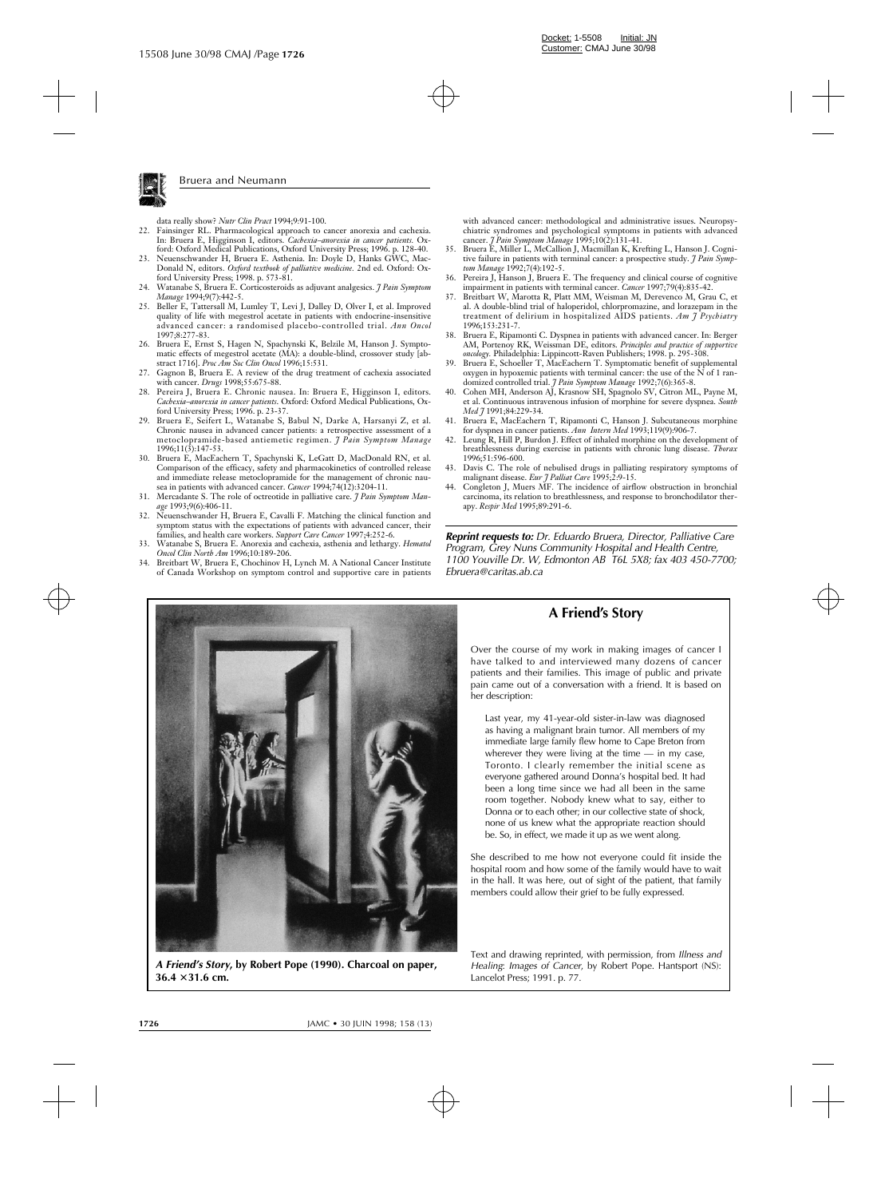data really show? *Nutr Clin Pract* 1994;9:91-100.

22. Fainsinger RL. Pharmacological approach to cancer anorexia and cachexia. In: Bruera E, Higginson I, editors. *Cachexia–anorexia in cancer patients*. Oxford: Oxford Medical Publications, Oxford University Press; 1996. p. 128-40.
23. Neuenschwander H, Bruera E. Asthenia. In: Doyle D, Hanks GWC, MacDonald N, editors. *Oxford textbook of palliative medicine*. 2nd ed. Oxford: Oxford University Press; 1998. p. 573-81.
24. Watanabe S, Bruera E. Corticosteroids as adjuvant analgesics. *J Pain Symptom Manage* 1994;9(7):442-5.
25. Beller E, Tattersall M, Lumley T, Levi J, Dalley D, Olver I, et al. Improved quality of life with megestrol acetate in patients with endocrine-insensitive advanced cancer: a randomised placebo-controlled trial. *Ann Oncol* 1997;8:277-83.
26. Bruera E, Ernst S, Hagen N, Spachynski K, Belzile M, Hanson J. Symptomatic effects of megestrol acetate (MA): a double-blind, crossover study [abstract 1716]. *Proc Am Soc Clin Oncol* 1996;15:531.
27. Gagnon B, Bruera E. A review of the drug treatment of cachexia associated with cancer. *Drugs* 1998;55:675-88.
28. Pereira J, Bruera E. Chronic nausea. In: Bruera E, Higginson I, editors. *Cachexia–anorexia in cancer patients*. Oxford: Oxford Medical Publications, Oxford University Press; 1996. p. 23-37.
29. Bruera E, Seifert L, Watanabe S, Babul N, Darke A, Harsanyi Z, et al. Chronic nausea in advanced cancer patients: a retrospective assessment of a metoclopramide-based antiemetic regimen. *J Pain Symptom Manage* 1996;11(3):147-53.
30. Bruera E, MacEachern T, Spachynski K, LeGatt D, MacDonald RN, et al. Comparison of the efficacy, safety and pharmacokinetics of controlled release and immediate release metoclopramide for the management of chronic nausea in patients with advanced cancer. *Cancer* 1994;74(12):3204-11.
31. Mercadante S. The role of octreotide in palliative care. *J Pain Symptom Manage* 1993;9(6):406-11.
32. Neuenschwander H, Bruera E, Cavalli F. Matching the clinical function and symptom status with the expectations of patients with advanced cancer, their families, and health care workers. *Support Care Cancer* 1997;4:252-6.
33. Watanabe S, Bruera E. Anorexia and cachexia, asthenia and lethargy. *Hematol Oncol Clin North Am* 1996;10:189-206.
34. Breitbart W, Bruera E, Chochinov H, Lynch M. A National Cancer Institute of Canada Workshop on symptom control and supportive care in patients with advanced cancer: methodological and administrative issues. Neuropsychiatric syndromes and psychological symptoms in patients with advanced cancer. *J Pain Symptom Manage* 1995;10(2):131-41.
35. Bruera E, Miller L, McCallion J, Macmillan K, Krefting L, Hanson J. Cognitive failure in patients with terminal cancer: a prospective study. *J Pain Symptom Manage* 1992;7(4):192-5.
36. Pereira J, Hanson J, Bruera E. The frequency and clinical course of cognitive impairment in patients with terminal cancer. *Cancer* 1997;79(4):835-42.
37. Breitbart W, Marotta R, Platt MM, Weisman M, Derevenco M, Grau C, et al. A double-blind trial of haloperidol, chlorpromazine, and lorazepam in the treatment of delirium in hospitalized AIDS patients. *Am J Psychiatry* 1996;153:231-7.
38. Bruera E, Ripamonti C. Dyspnea in patients with advanced cancer. In: Berger AM, Portenoy RK, Weissman DE, editors. *Principles and practice of supportive oncology*. Philadelphia: Lippincott-Raven Publishers; 1998. p. 295-308.
39. Bruera E, Schoeller T, MacEachern T. Symptomatic benefit of supplemental oxygen in hypoxemic patients with terminal cancer: the use of the N of 1 randomized controlled trial. *J Pain Symptom Manage* 1992;7(6):365-8.
40. Cohen MH, Anderson AJ, Krasnow SH, Spagnolo SV, Citron ML, Payne M, et al. Continuous intravenous infusion of morphine for severe dyspnea. *South Med J* 1991;84:229-34.
41. Bruera E, MacEachern T, Ripamonti C, Hanson J. Subcutaneous morphine for dyspnea in cancer patients. *Ann Intern Med* 1993;119(9):906-7.
42. Leung R, Hill P, Burdon J. Effect of inhaled morphine on the development of breathlessness during exercise in patients with chronic lung disease. *Thorax* 1996;51:596-600.
43. Davis C. The role of nebulised drugs in palliating respiratory symptoms of malignant disease. *Eur J Palliat Care* 1995;2:9-15.
44. Congleton J, Muers MF. The incidence of airflow obstruction in bronchial carcinoma, its relation to breathlessness, and response to bronchodilator therapy. *Respir Med* 1995;89:291-6.

***Reprint requests to:*** *Dr. Eduardo Bruera, Director, Palliative Care Program, Grey Nuns Community Hospital and Health Centre, 1100 Youville Dr. W, Edmonton AB T6L 5X8; fax 403 450-7700; Ebruera@caritas.ab.ca*

## A Friend's Story

Over the course of my work in making images of cancer I have talked to and interviewed many dozens of cancer patients and their families. This image of public and private pain came out of a conversation with a friend. It is based on her description:

> Last year, my 41-year-old sister-in-law was diagnosed as having a malignant brain tumor. All members of my immediate large family flew home to Cape Breton from wherever they were living at the time — in my case, Toronto. I clearly remember the initial scene as everyone gathered around Donna's hospital bed. It had been a long time since we had all been in the same room together. Nobody knew what to say, either to Donna or to each other; in our collective state of shock, none of us knew what the appropriate reaction should be. So, in effect, we made it up as we went along.

She described to me how not everyone could fit inside the hospital room and how some of the family would have to wait in the hall. It was here, out of sight of the patient, that family members could allow their grief to be fully expressed.

***A Friend's Story*, by Robert Pope (1990). Charcoal on paper, 36.4 × 31.6 cm.**

Text and drawing reprinted, with permission, from *Illness and Healing: Images of Cancer*, by Robert Pope. Hantsport (NS): Lancelot Press; 1991. p. 77.